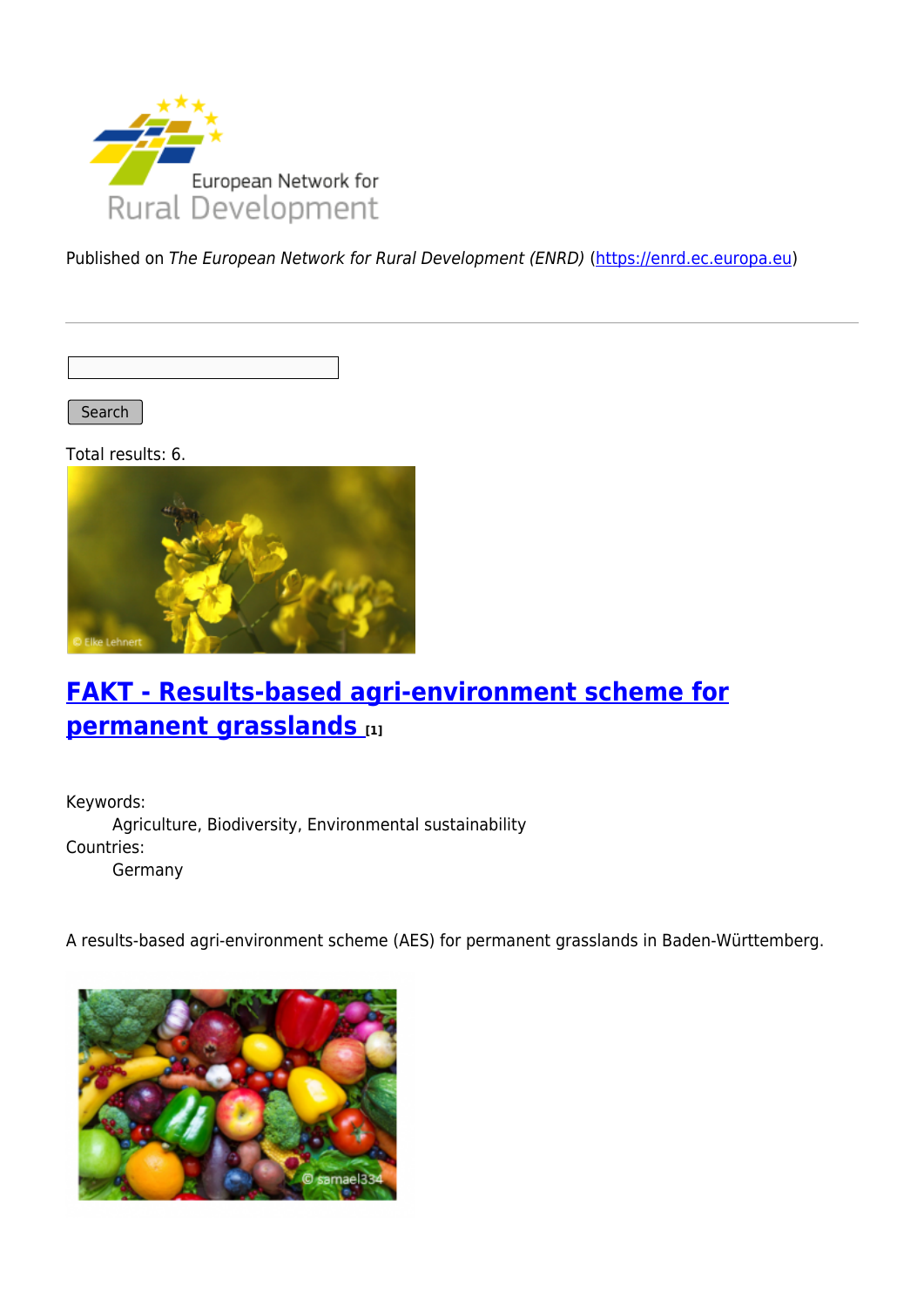Published on *The European Network for Rural Development (ENRD)* (https://enrd.ec.europa.eu)

Search

Total results: 6.

## FAKT - Results-based agri-environment scheme for permanent grasslands [1]

Keywords:
Agriculture, Biodiversity, Environmental sustainability

Countries:
Germany

A results-based agri-environment scheme (AES) for permanent grasslands in Baden-Württemberg.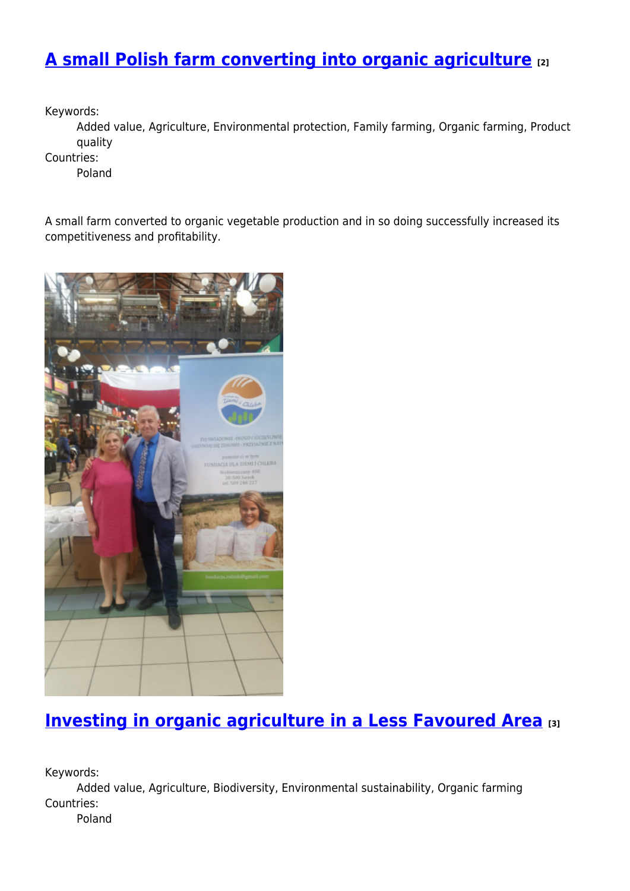## [A small Polish farm converting into organic agriculture [2]]

Keywords:
Added value, Agriculture, Environmental protection, Family farming, Organic farming, Product quality

Countries:
Poland

A small farm converted to organic vegetable production and in so doing successfully increased its competitiveness and profitability.

## [Investing in organic agriculture in a Less Favoured Area [3]]

Keywords:
Added value, Agriculture, Biodiversity, Environmental sustainability, Organic farming

Countries:
Poland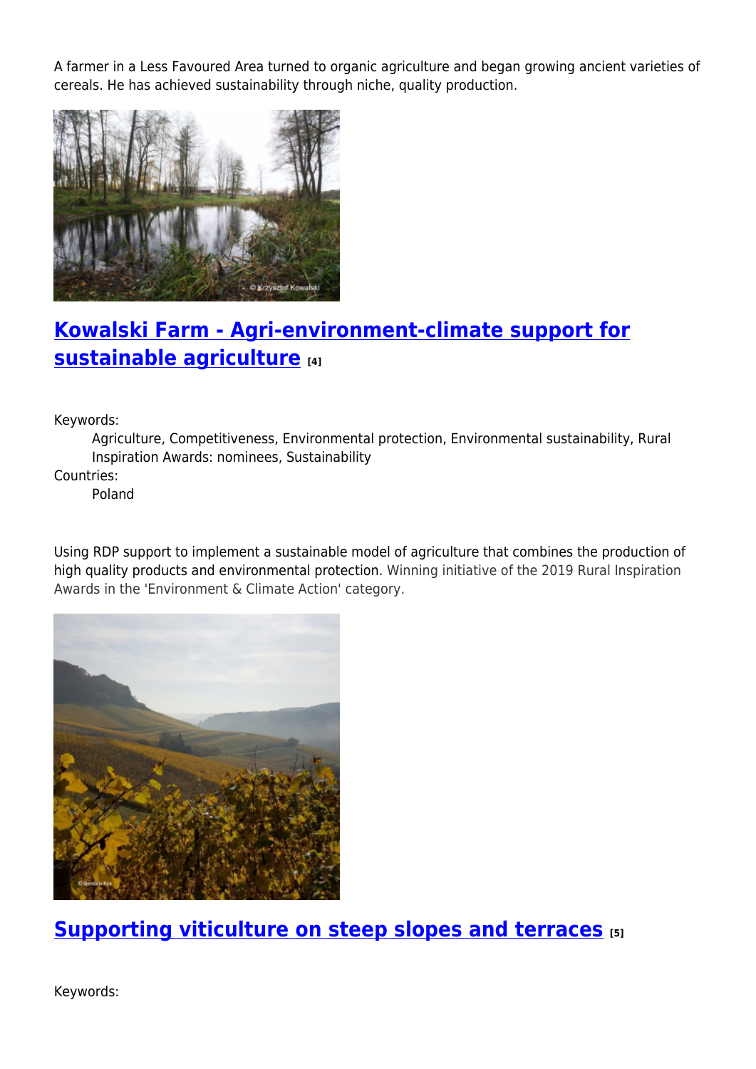A farmer in a Less Favoured Area turned to organic agriculture and began growing ancient varieties of cereals. He has achieved sustainability through niche, quality production.

## Kowalski Farm - Agri-environment-climate support for sustainable agriculture [4]

Keywords:
: Agriculture, Competitiveness, Environmental protection, Environmental sustainability, Rural Inspiration Awards: nominees, Sustainability

Countries:
: Poland

Using RDP support to implement a sustainable model of agriculture that combines the production of high quality products and environmental protection. Winning initiative of the 2019 Rural Inspiration Awards in the 'Environment & Climate Action' category.

## Supporting viticulture on steep slopes and terraces [5]

Keywords: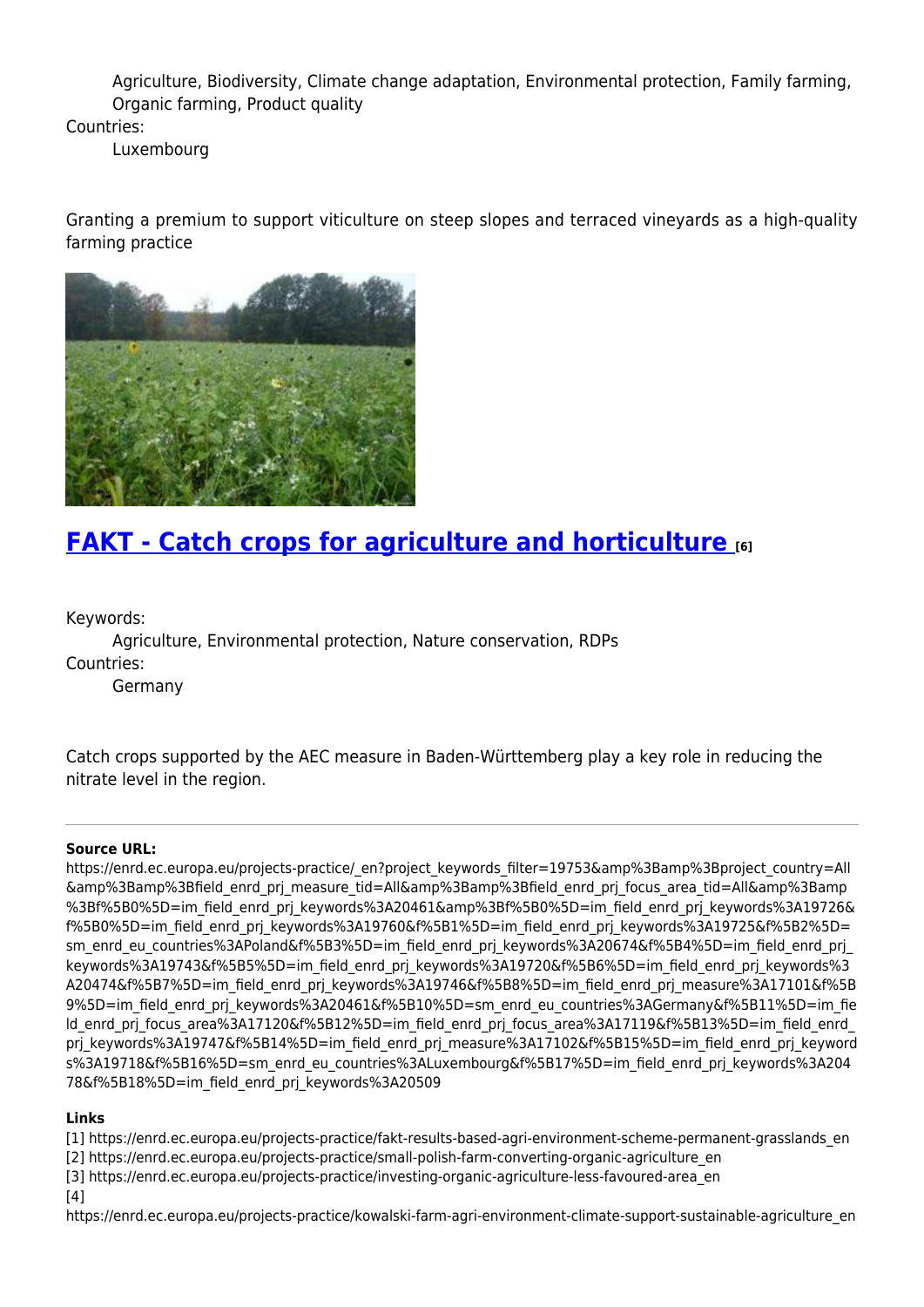Agriculture, Biodiversity, Climate change adaptation, Environmental protection, Family farming, Organic farming, Product quality

Countries:

Luxembourg

Granting a premium to support viticulture on steep slopes and terraced vineyards as a high-quality farming practice

## FAKT - Catch crops for agriculture and horticulture [6]

Keywords:

Agriculture, Environmental protection, Nature conservation, RDPs

Countries:

Germany

Catch crops supported by the AEC measure in Baden-Württemberg play a key role in reducing the nitrate level in the region.

---

**Source URL:** https://enrd.ec.europa.eu/projects-practice/_en?project_keywords_filter=19753&amp%3Bamp%3Bproject_country=All&amp%3Bamp%3Bfield_enrd_prj_measure_tid=All&amp%3Bamp%3Bfield_enrd_prj_focus_area_tid=All&amp%3Bamp%3Bf%5B0%5D=im_field_enrd_prj_keywords%3A20461&amp%3Bf%5B0%5D=im_field_enrd_prj_keywords%3A19726&f%5B0%5D=im_field_enrd_prj_keywords%3A19760&f%5B1%5D=im_field_enrd_prj_keywords%3A19725&f%5B2%5D=sm_enrd_eu_countries%3APoland&f%5B3%5D=im_field_enrd_prj_keywords%3A20674&f%5B4%5D=im_field_enrd_prj_keywords%3A19743&f%5B5%5D=im_field_enrd_prj_keywords%3A19720&f%5B6%5D=im_field_enrd_prj_keywords%3A20474&f%5B7%5D=im_field_enrd_prj_keywords%3A19746&f%5B8%5D=im_field_enrd_prj_measure%3A17101&f%5B9%5D=im_field_enrd_prj_keywords%3A20461&f%5B10%5D=sm_enrd_eu_countries%3AGermany&f%5B11%5D=im_field_enrd_prj_focus_area%3A17120&f%5B12%5D=im_field_enrd_prj_focus_area%3A17119&f%5B13%5D=im_field_enrd_prj_keywords%3A19747&f%5B14%5D=im_field_enrd_prj_measure%3A17102&f%5B15%5D=im_field_enrd_prj_keywords%3A19718&f%5B16%5D=sm_enrd_eu_countries%3ALuxembourg&f%5B17%5D=im_field_enrd_prj_keywords%3A20478&f%5B18%5D=im_field_enrd_prj_keywords%3A20509

**Links**

[1] https://enrd.ec.europa.eu/projects-practice/fakt-results-based-agri-environment-scheme-permanent-grasslands_en
[2] https://enrd.ec.europa.eu/projects-practice/small-polish-farm-converting-organic-agriculture_en
[3] https://enrd.ec.europa.eu/projects-practice/investing-organic-agriculture-less-favoured-area_en
[4] https://enrd.ec.europa.eu/projects-practice/kowalski-farm-agri-environment-climate-support-sustainable-agriculture_en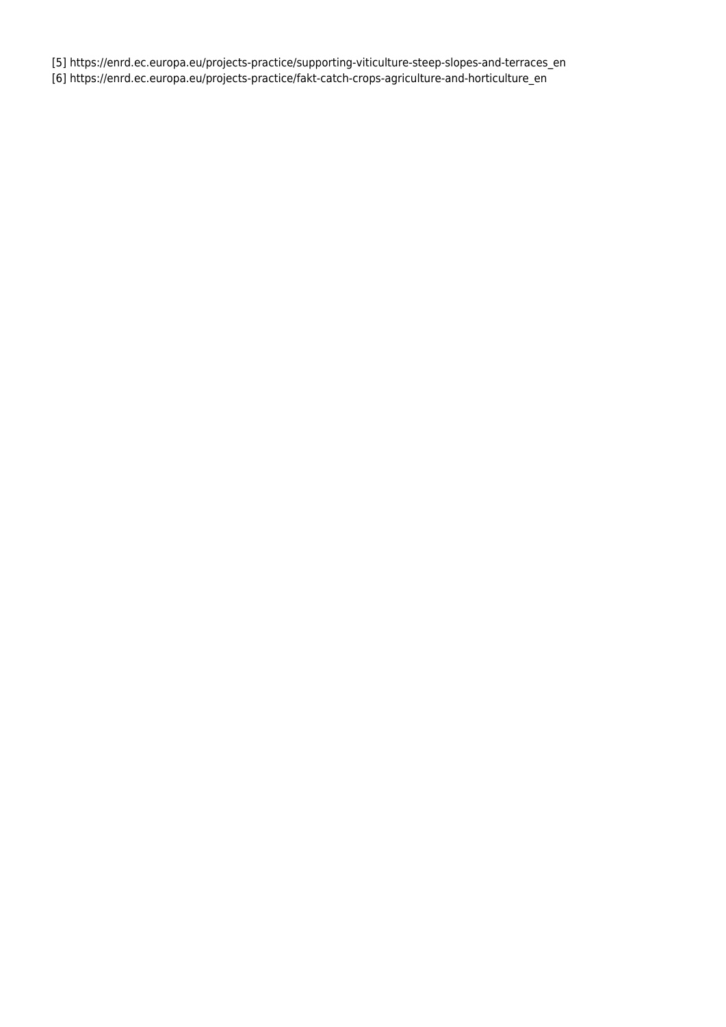[5] https://enrd.ec.europa.eu/projects-practice/supporting-viticulture-steep-slopes-and-terraces_en
[6] https://enrd.ec.europa.eu/projects-practice/fakt-catch-crops-agriculture-and-horticulture_en